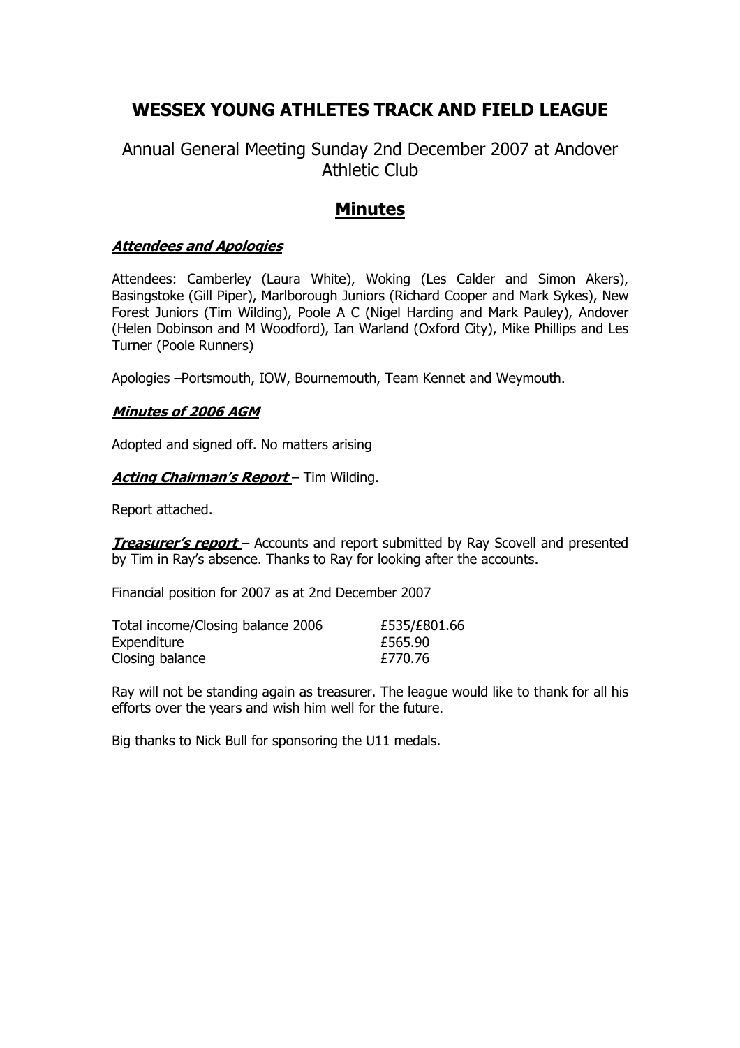# WESSEX YOUNG ATHLETES TRACK AND FIELD LEAGUE

Annual General Meeting Sunday 2nd December 2007 at Andover Athletic Club

## Minutes

***Attendees and Apologies***

Attendees: Camberley (Laura White), Woking (Les Calder and Simon Akers), Basingstoke (Gill Piper), Marlborough Juniors (Richard Cooper and Mark Sykes), New Forest Juniors (Tim Wilding), Poole A C (Nigel Harding and Mark Pauley), Andover (Helen Dobinson and M Woodford), Ian Warland (Oxford City), Mike Phillips and Les Turner (Poole Runners)

Apologies –Portsmouth, IOW, Bournemouth, Team Kennet and Weymouth.

***Minutes of 2006 AGM***

Adopted and signed off. No matters arising

***Acting Chairman's Report*** – Tim Wilding.

Report attached.

***Treasurer's report*** – Accounts and report submitted by Ray Scovell and presented by Tim in Ray's absence. Thanks to Ray for looking after the accounts.

Financial position for 2007 as at 2nd December 2007

| | |
|---|---|
| Total income/Closing balance 2006 | £535/£801.66 |
| Expenditure | £565.90 |
| Closing balance | £770.76 |

Ray will not be standing again as treasurer. The league would like to thank for all his efforts over the years and wish him well for the future.

Big thanks to Nick Bull for sponsoring the U11 medals.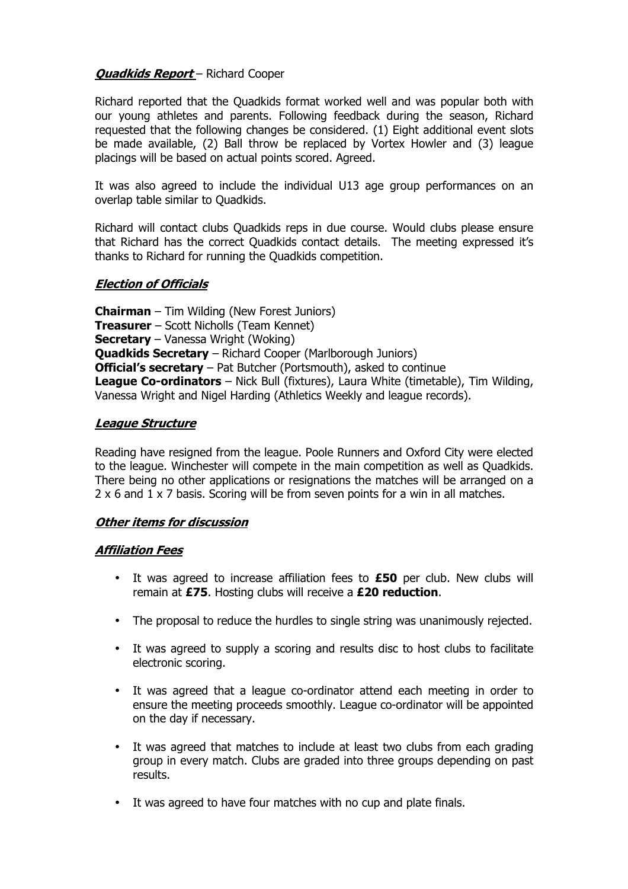***Quadkids Report*** – Richard Cooper

Richard reported that the Quadkids format worked well and was popular both with our young athletes and parents. Following feedback during the season, Richard requested that the following changes be considered. (1) Eight additional event slots be made available, (2) Ball throw be replaced by Vortex Howler and (3) league placings will be based on actual points scored. Agreed.

It was also agreed to include the individual U13 age group performances on an overlap table similar to Quadkids.

Richard will contact clubs Quadkids reps in due course. Would clubs please ensure that Richard has the correct Quadkids contact details. The meeting expressed it's thanks to Richard for running the Quadkids competition.

***Election of Officials***

**Chairman** – Tim Wilding (New Forest Juniors)
**Treasurer** – Scott Nicholls (Team Kennet)
**Secretary** – Vanessa Wright (Woking)
**Quadkids Secretary** – Richard Cooper (Marlborough Juniors)
**Official's secretary** – Pat Butcher (Portsmouth), asked to continue
**League Co-ordinators** – Nick Bull (fixtures), Laura White (timetable), Tim Wilding, Vanessa Wright and Nigel Harding (Athletics Weekly and league records).

***League Structure***

Reading have resigned from the league. Poole Runners and Oxford City were elected to the league. Winchester will compete in the main competition as well as Quadkids. There being no other applications or resignations the matches will be arranged on a 2 x 6 and 1 x 7 basis. Scoring will be from seven points for a win in all matches.

***Other items for discussion***

***Affiliation Fees***

- It was agreed to increase affiliation fees to **£50** per club. New clubs will remain at **£75**. Hosting clubs will receive a **£20 reduction**.
- The proposal to reduce the hurdles to single string was unanimously rejected.
- It was agreed to supply a scoring and results disc to host clubs to facilitate electronic scoring.
- It was agreed that a league co-ordinator attend each meeting in order to ensure the meeting proceeds smoothly. League co-ordinator will be appointed on the day if necessary.
- It was agreed that matches to include at least two clubs from each grading group in every match. Clubs are graded into three groups depending on past results.
- It was agreed to have four matches with no cup and plate finals.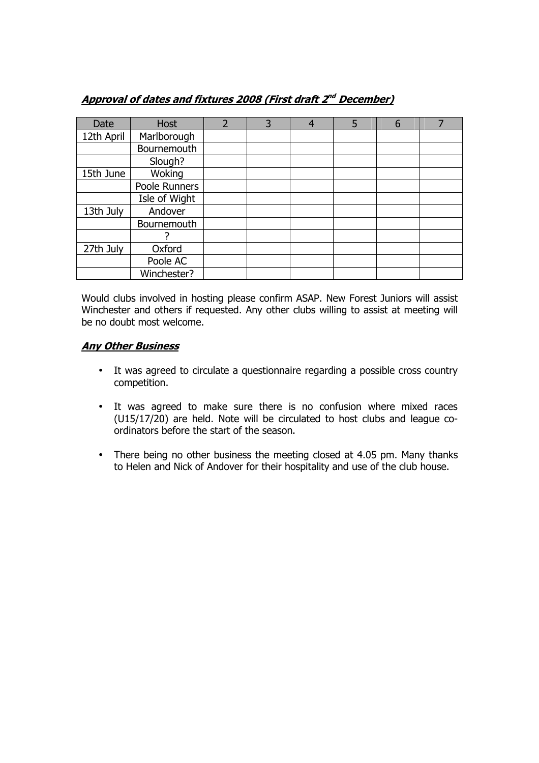***Approval of dates and fixtures 2008 (First draft 2nd December)***

| Date | Host | 2 | 3 | 4 | 5 | 6 | 7 |
|---|---|---|---|---|---|---|---|
| 12th April | Marlborough | | | | | | |
| | Bournemouth | | | | | | |
| | Slough? | | | | | | |
| 15th June | Woking | | | | | | |
| | Poole Runners | | | | | | |
| | Isle of Wight | | | | | | |
| 13th July | Andover | | | | | | |
| | Bournemouth | | | | | | |
| | ? | | | | | | |
| 27th July | Oxford | | | | | | |
| | Poole AC | | | | | | |
| | Winchester? | | | | | | |

Would clubs involved in hosting please confirm ASAP. New Forest Juniors will assist Winchester and others if requested. Any other clubs willing to assist at meeting will be no doubt most welcome.

***Any Other Business***

- It was agreed to circulate a questionnaire regarding a possible cross country competition.
- It was agreed to make sure there is no confusion where mixed races (U15/17/20) are held. Note will be circulated to host clubs and league co-ordinators before the start of the season.
- There being no other business the meeting closed at 4.05 pm. Many thanks to Helen and Nick of Andover for their hospitality and use of the club house.